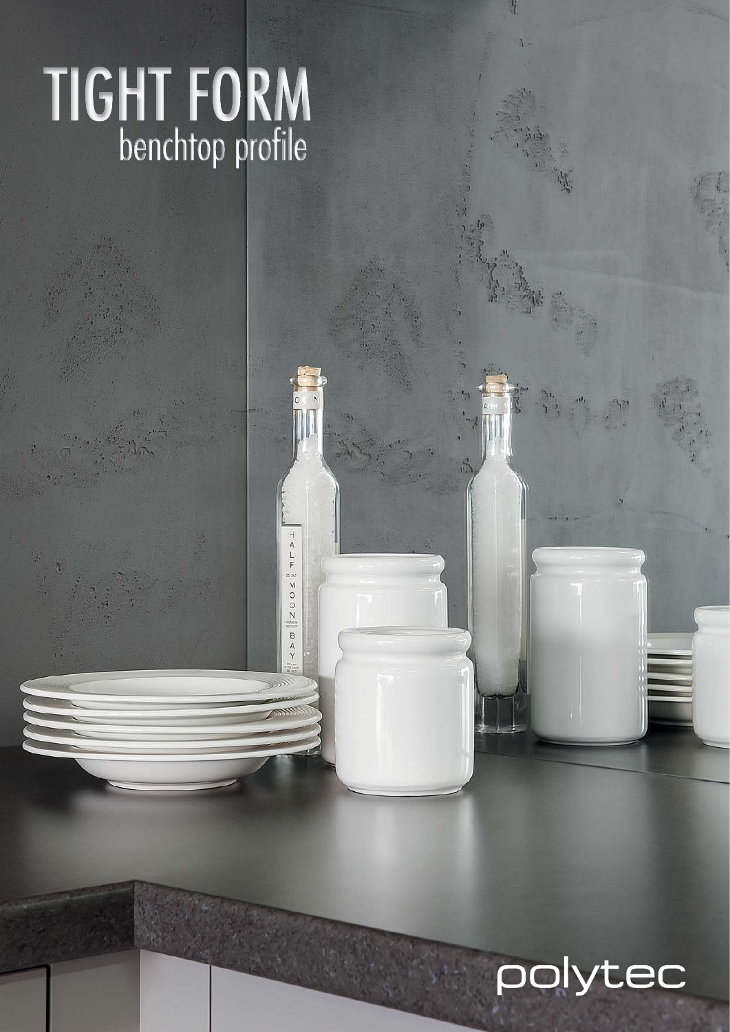# TIGHT FORM
## benchtop profile

polytec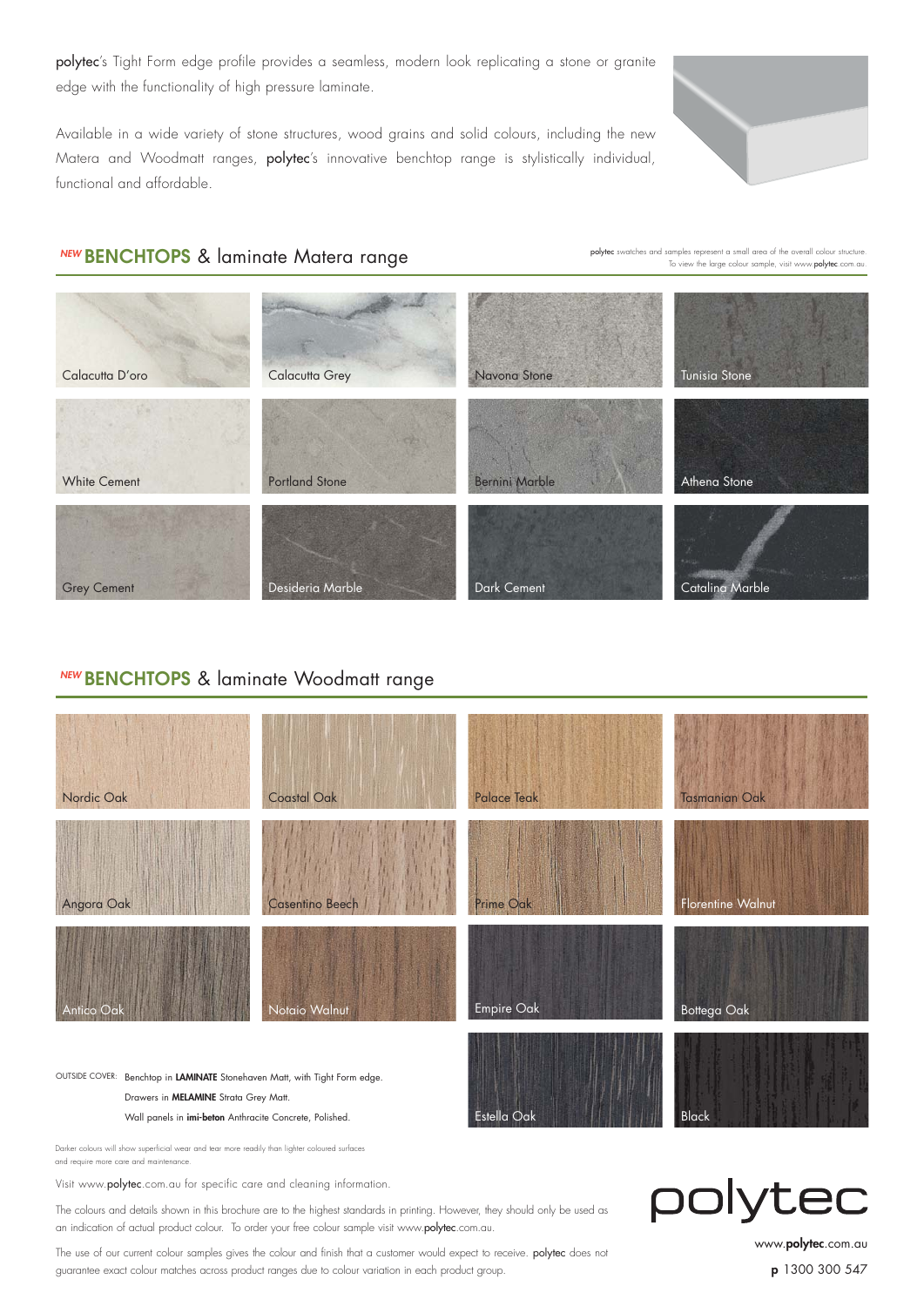**polytec**'s Tight Form edge profile provides a seamless, modern look replicating a stone or granite edge with the functionality of high pressure laminate.

Available in a wide variety of stone structures, wood grains and solid colours, including the new Matera and Woodmatt ranges, **polytec**'s innovative benchtop range is stylistically individual, functional and affordable.

## *NEW* BENCHTOPS & laminate Matera range

**polytec** swatches and samples represent a small area of the overall colour structure. To view the large colour sample, visit www.**polytec**.com.au

Calacutta D'oro

Calacutta Grey

Navona Stone

Tunisia Stone

White Cement

Portland Stone

Bernini Marble

Athena Stone

Grey Cement

Desideria Marble

Dark Cement

Catalina Marble

## *NEW* BENCHTOPS & laminate Woodmatt range

Nordic Oak

Coastal Oak

Palace Teak

Tasmanian Oak

Angora Oak

Casentino Beech

Prime Oak

Florentine Walnut

Antico Oak

Notaio Walnut

Empire Oak

Bottega Oak

Estella Oak

Black

OUTSIDE COVER: Benchtop in **LAMINATE** Stonehaven Matt, with Tight Form edge.
Drawers in **MELAMINE** Strata Grey Matt.
Wall panels in **imi-beton** Anthracite Concrete, Polished.

Darker colours will show superficial wear and tear more readily than lighter coloured surfaces and require more care and maintenance.

Visit www.**polytec**.com.au for specific care and cleaning information.

The colours and details shown in this brochure are to the highest standards in printing. However, they should only be used as an indication of actual product colour. To order your free colour sample visit www.**polytec**.com.au.

The use of our current colour samples gives the colour and finish that a customer would expect to receive. **polytec** does not guarantee exact colour matches across product ranges due to colour variation in each product group.

polytec

www.**polytec**.com.au

**p** 1300 300 547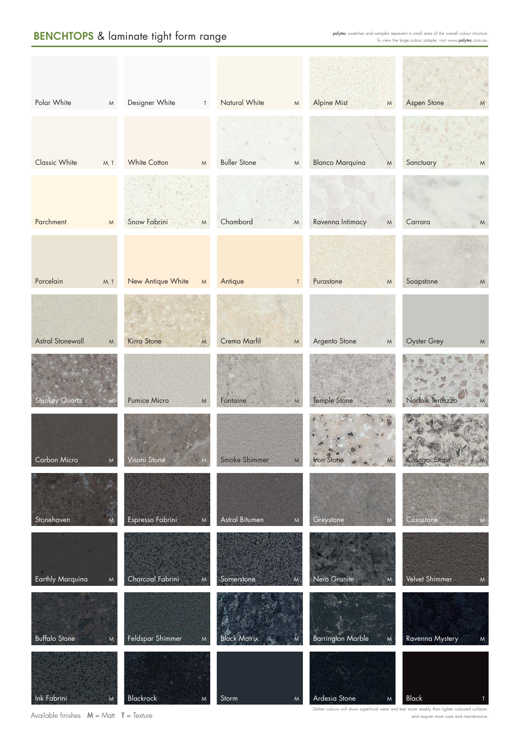## BENCHTOPS & laminate tight form range

polytec swatches and samples represent a small area of the overall colour structure.
To view the large colour sample, visit www.polytec.com.au

| | | | | |
|---|---|---|---|---|
| Polar White M | Designer White T | Natural White M | Alpine Mist M | Aspen Stone M |
| Classic White M, T | White Cotton M | Buller Stone M | Blanco Marquina M | Sanctuary M |
| Parchment M | Snow Fabrini M | Chambord M | Ravenna Intimacy M | Carrara M |
| Porcelain M, T | New Antique White M | Antique T | Purastone M | Soapstone M |
| Astral Stonewall M | Kirra Stone M | Crema Marfil M | Argento Stone M | Oyster Grey M |
| Smokey Quartz M | Pumice Micro M | Fontaine M | Temple Stone M | Norfolk Terrazzo M |
| Carbon Micro M | Visoni Stone M | Smoke Shimmer M | Iron Stone M | Kuringai Stone M |
| Stonehaven M | Espresso Fabrini M | Astral Bitumen M | Greystone M | Casastone M |
| Earthly Marquina M | Charcoal Fabrini M | Somerstone M | Nero Granite M | Velvet Shimmer M |
| Buffalo Stone M | Feldspar Shimmer M | Black Matrix M | Barrington Marble M | Ravenna Mystery M |
| Ink Fabrini M | Blackrock M | Storm M | Ardesia Stone M | Black T |

Available finishes **M** = Matt **T** = Texture

Darker colours will show superficial wear and tear more readily than lighter coloured surfaces and require more care and maintenance.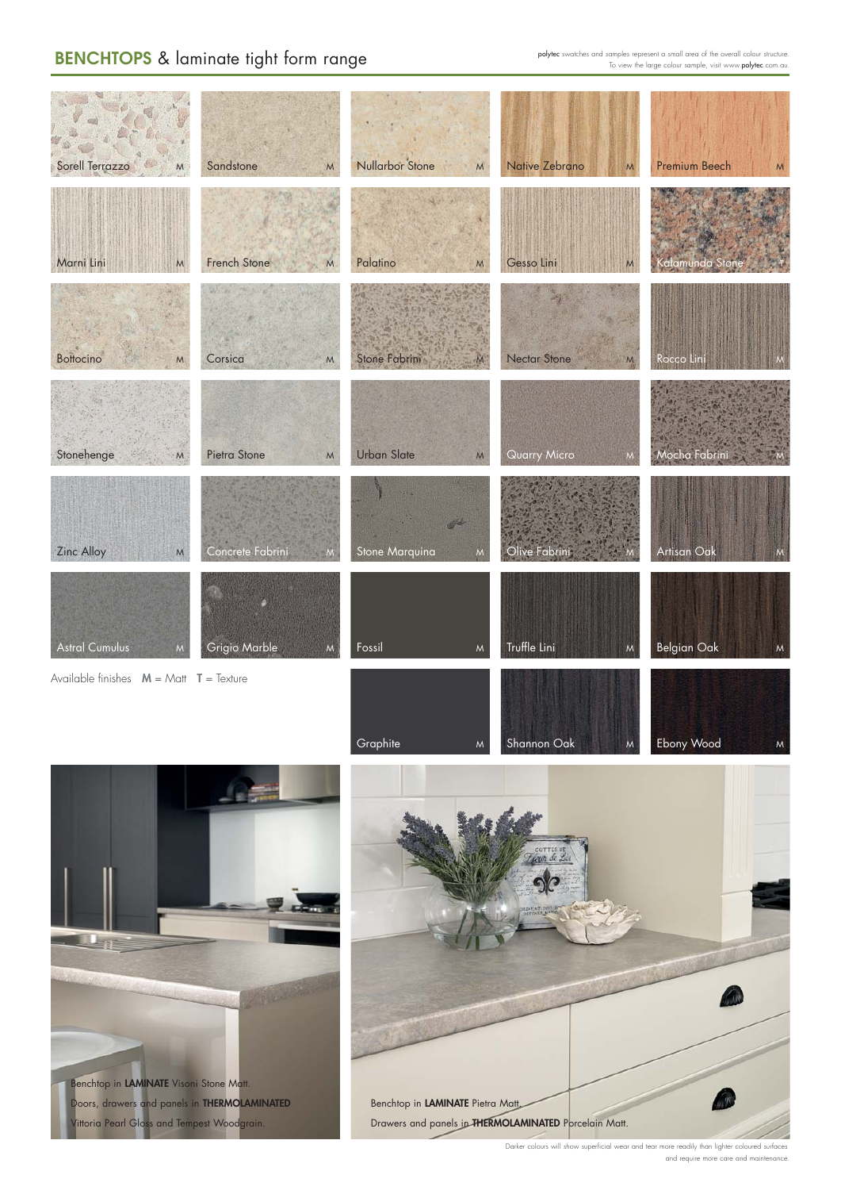# BENCHTOPS & laminate tight form range

polytec swatches and samples represent a small area of the overall colour structure.
To view the large colour sample, visit www.polytec.com.au

| | | | | |
|---|---|---|---|---|
| Sorell Terrazzo M | Sandstone M | Nullarbor Stone M | Native Zebrano M | Premium Beech M |
| Marni Lini M | French Stone M | Palatino M | Gesso Lini M | Kalamunda Stone T |
| Bottocino M | Corsica M | Stone Fabrini M | Nectar Stone M | Rocco Lini M |
| Stonehenge M | Pietra Stone M | Urban Slate M | Quarry Micro M | Mocha Fabrini M |
| Zinc Alloy M | Concrete Fabrini M | Stone Marquina M | Olive Fabrini M | Artisan Oak M |
| Astral Cumulus M | Grigio Marble M | Fossil M | Truffle Lini M | Belgian Oak M |
| | | Graphite M | Shannon Oak M | Ebony Wood M |

Available finishes **M** = Matt **T** = Texture

Benchtop in **LAMINATE** Visoni Stone Matt.
Doors, drawers and panels in **THERMOLAMINATED** Vittoria Pearl Gloss and Tempest Woodgrain.

Benchtop in **LAMINATE** Pietra Matt.
Drawers and panels in **THERMOLAMINATED** Porcelain Matt.

Darker colours will show superficial wear and tear more readily than lighter coloured surfaces and require more care and maintenance.